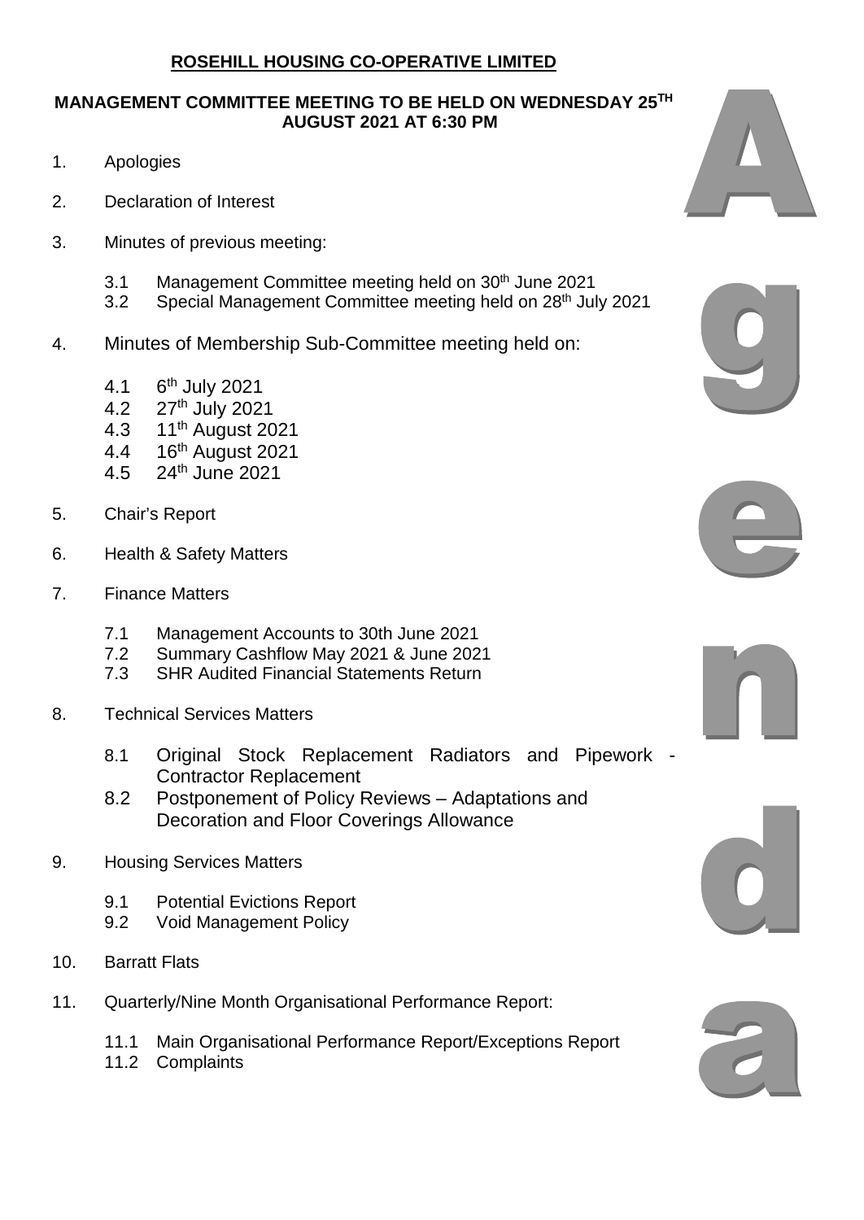# ROSEHILL HOUSING CO-OPERATIVE LIMITED

## MANAGEMENT COMMITTEE MEETING TO BE HELD ON WEDNESDAY 25TH AUGUST 2021 AT 6:30 PM

Agenda

1. Apologies

2. Declaration of Interest

3. Minutes of previous meeting:

   3.1 Management Committee meeting held on 30th June 2021
   3.2 Special Management Committee meeting held on 28th July 2021

4. Minutes of Membership Sub-Committee meeting held on:

   4.1 6th July 2021
   4.2 27th July 2021
   4.3 11th August 2021
   4.4 16th August 2021
   4.5 24th June 2021

5. Chair's Report

6. Health & Safety Matters

7. Finance Matters

   7.1 Management Accounts to 30th June 2021
   7.2 Summary Cashflow May 2021 & June 2021
   7.3 SHR Audited Financial Statements Return

8. Technical Services Matters

   8.1 Original Stock Replacement Radiators and Pipework - Contractor Replacement
   8.2 Postponement of Policy Reviews – Adaptations and Decoration and Floor Coverings Allowance

9. Housing Services Matters

   9.1 Potential Evictions Report
   9.2 Void Management Policy

10. Barratt Flats

11. Quarterly/Nine Month Organisational Performance Report:

    11.1 Main Organisational Performance Report/Exceptions Report
    11.2 Complaints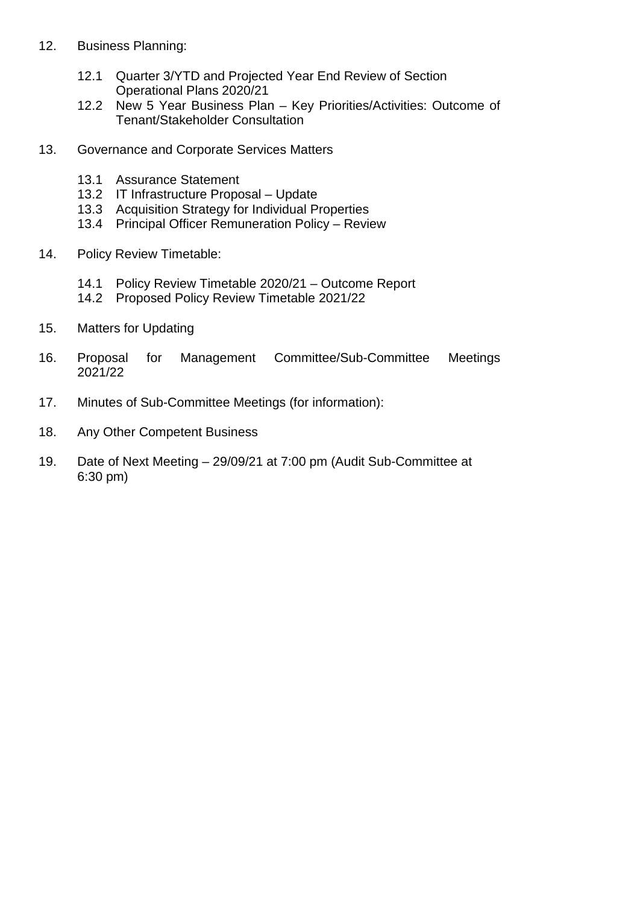12. Business Planning:

    12.1 Quarter 3/YTD and Projected Year End Review of Section Operational Plans 2020/21
    12.2 New 5 Year Business Plan – Key Priorities/Activities: Outcome of Tenant/Stakeholder Consultation

13. Governance and Corporate Services Matters

    13.1 Assurance Statement
    13.2 IT Infrastructure Proposal – Update
    13.3 Acquisition Strategy for Individual Properties
    13.4 Principal Officer Remuneration Policy – Review

14. Policy Review Timetable:

    14.1 Policy Review Timetable 2020/21 – Outcome Report
    14.2 Proposed Policy Review Timetable 2021/22

15. Matters for Updating

16. Proposal for Management Committee/Sub-Committee Meetings 2021/22

17. Minutes of Sub-Committee Meetings (for information):

18. Any Other Competent Business

19. Date of Next Meeting – 29/09/21 at 7:00 pm (Audit Sub-Committee at 6:30 pm)